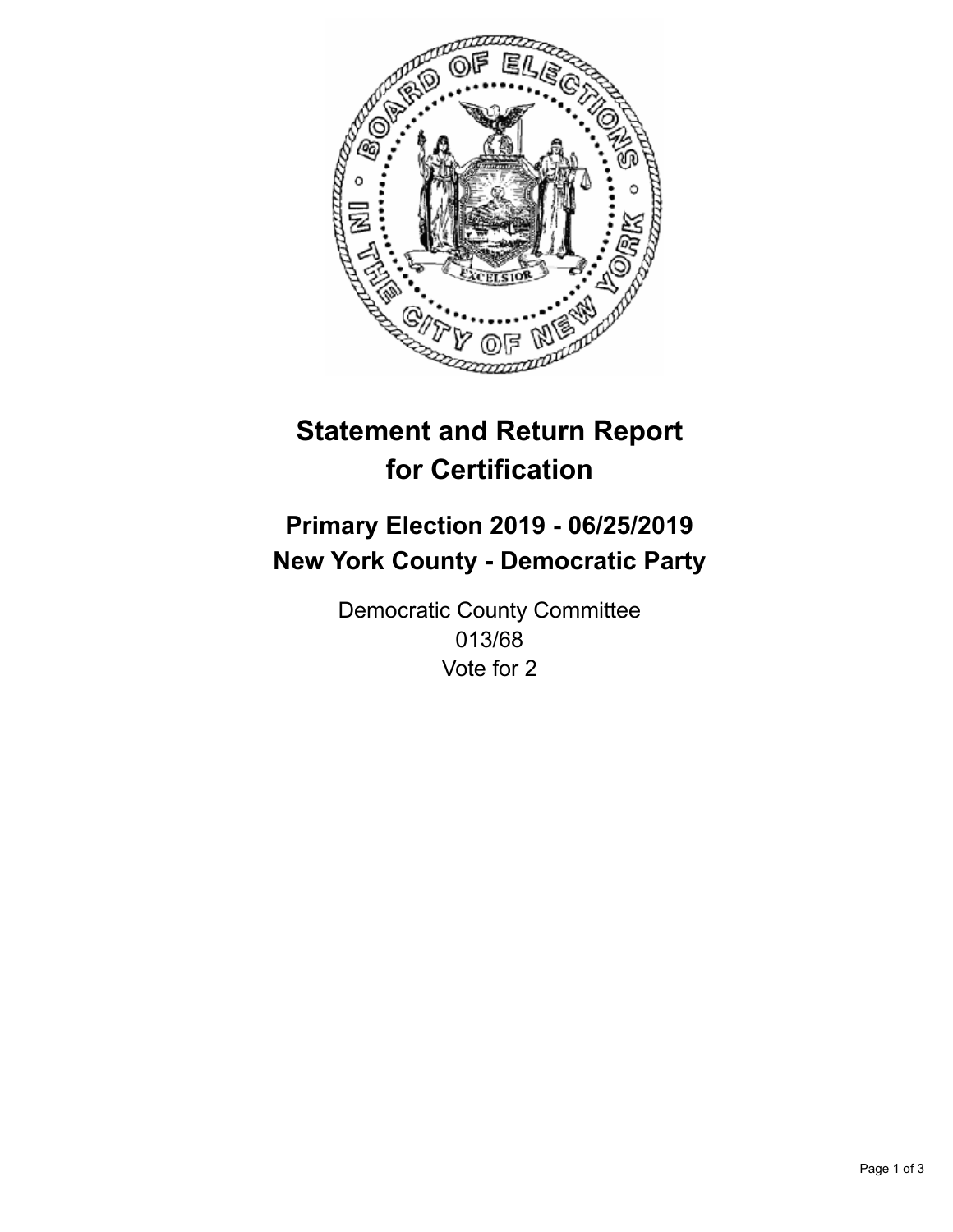# Statement and Return Report for Certification

## Primary Election 2019 - 06/25/2019
## New York County - Democratic Party

Democratic County Committee
013/68
Vote for 2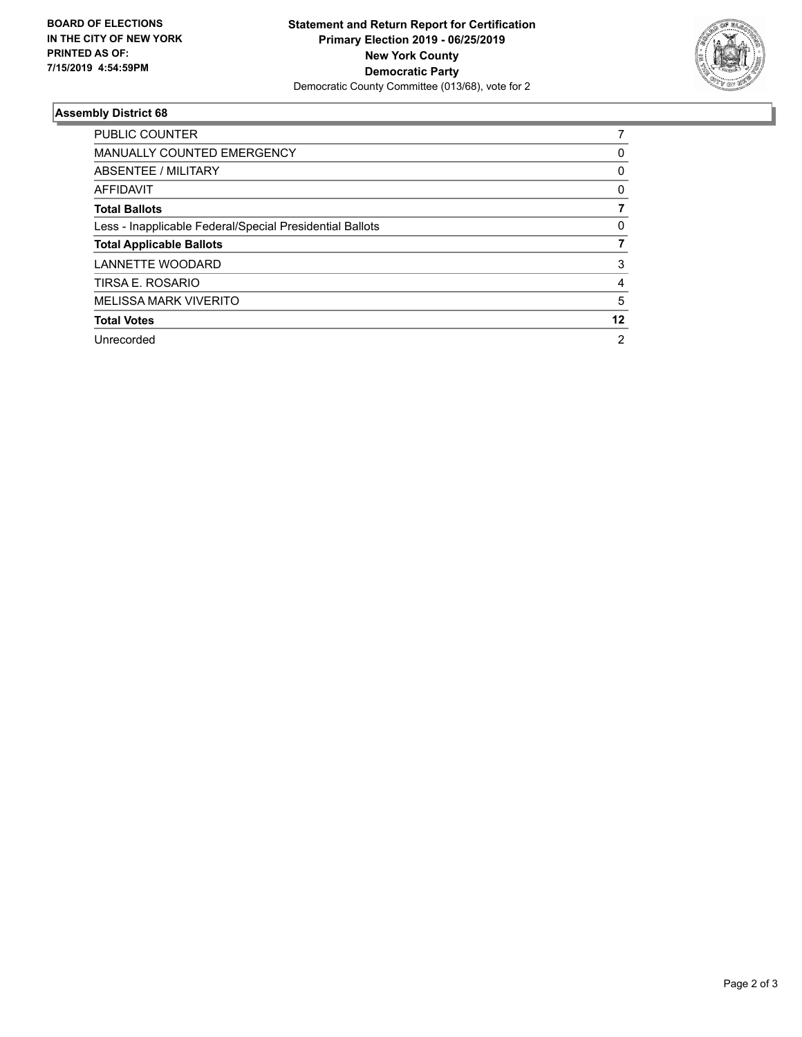**BOARD OF ELECTIONS IN THE CITY OF NEW YORK PRINTED AS OF: 7/15/2019 4:54:59PM**

**Statement and Return Report for Certification**
**Primary Election 2019 - 06/25/2019**
**New York County**
**Democratic Party**
Democratic County Committee (013/68), vote for 2

### Assembly District 68

| | |
|---|---|
| PUBLIC COUNTER | 7 |
| MANUALLY COUNTED EMERGENCY | 0 |
| ABSENTEE / MILITARY | 0 |
| AFFIDAVIT | 0 |
| **Total Ballots** | **7** |
| Less - Inapplicable Federal/Special Presidential Ballots | 0 |
| **Total Applicable Ballots** | **7** |
| LANNETTE WOODARD | 3 |
| TIRSA E. ROSARIO | 4 |
| MELISSA MARK VIVERITO | 5 |
| **Total Votes** | **12** |
| Unrecorded | 2 |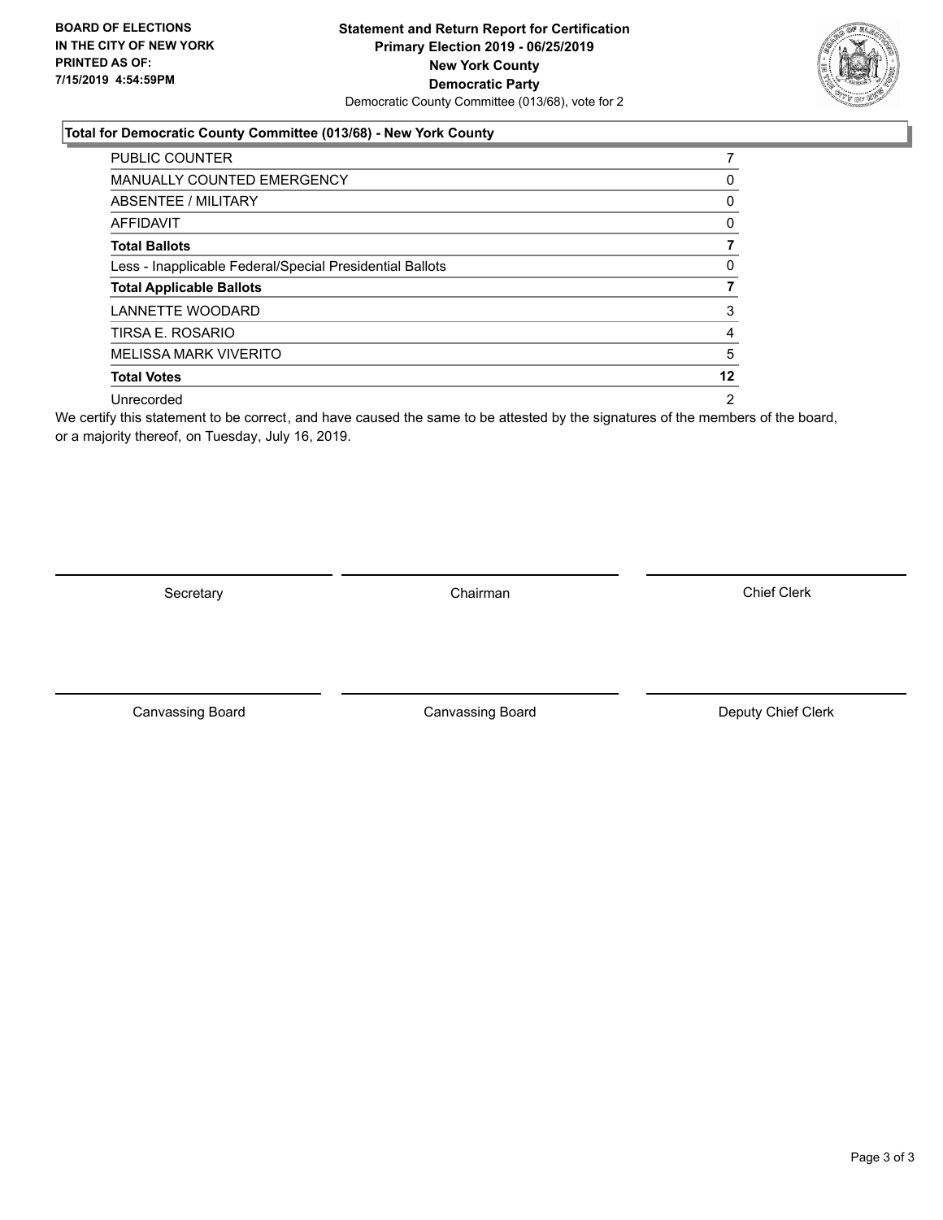**BOARD OF ELECTIONS IN THE CITY OF NEW YORK PRINTED AS OF: 7/15/2019 4:54:59PM**

**Statement and Return Report for Certification**
**Primary Election 2019 - 06/25/2019**
**New York County**
**Democratic Party**
Democratic County Committee (013/68), vote for 2

### Total for Democratic County Committee (013/68) - New York County

| | |
|---|---|
| PUBLIC COUNTER | 7 |
| MANUALLY COUNTED EMERGENCY | 0 |
| ABSENTEE / MILITARY | 0 |
| AFFIDAVIT | 0 |
| **Total Ballots** | **7** |
| Less - Inapplicable Federal/Special Presidential Ballots | 0 |
| **Total Applicable Ballots** | **7** |
| LANNETTE WOODARD | 3 |
| TIRSA E. ROSARIO | 4 |
| MELISSA MARK VIVERITO | 5 |
| **Total Votes** | **12** |
| Unrecorded | 2 |

We certify this statement to be correct, and have caused the same to be attested by the signatures of the members of the board, or a majority thereof, on Tuesday, July 16, 2019.

Secretary

Chairman

Chief Clerk

Canvassing Board

Canvassing Board

Deputy Chief Clerk